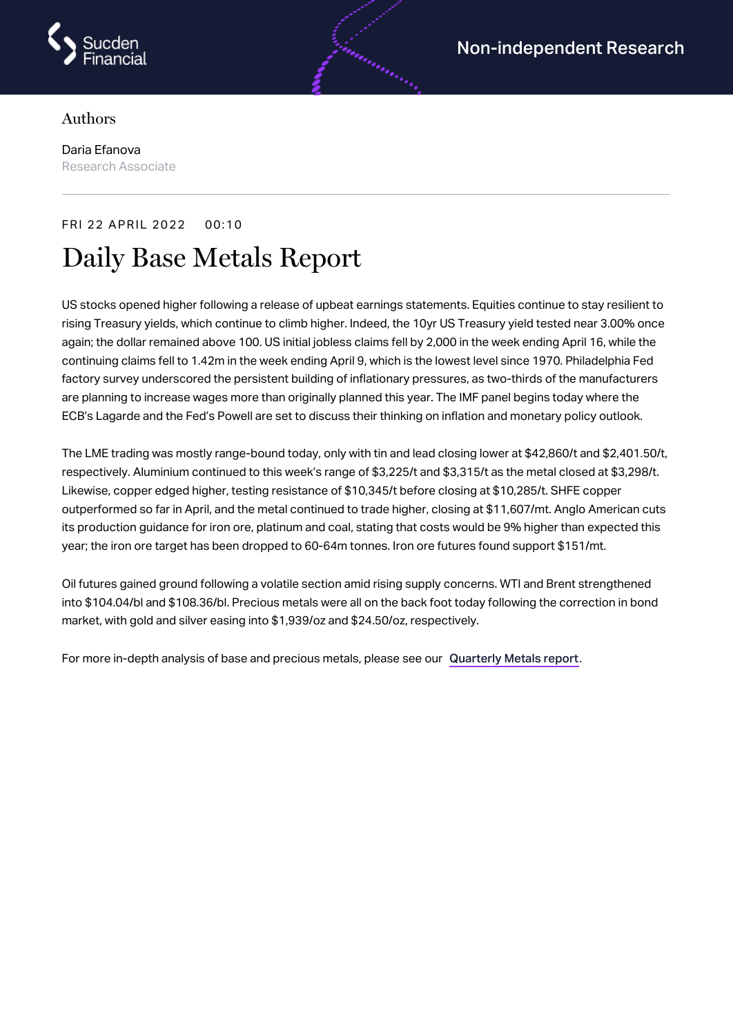Sucden Financial

Non-independent Research

Authors

Daria Efanova
Research Associate

FRI 22 APRIL 2022 00:10

# Daily Base Metals Report

US stocks opened higher following a release of upbeat earnings statements. Equities continue to stay resilient to rising Treasury yields, which continue to climb higher. Indeed, the 10yr US Treasury yield tested near 3.00% once again; the dollar remained above 100. US initial jobless claims fell by 2,000 in the week ending April 16, while the continuing claims fell to 1.42m in the week ending April 9, which is the lowest level since 1970. Philadelphia Fed factory survey underscored the persistent building of inflationary pressures, as two-thirds of the manufacturers are planning to increase wages more than originally planned this year. The IMF panel begins today where the ECB's Lagarde and the Fed's Powell are set to discuss their thinking on inflation and monetary policy outlook.

The LME trading was mostly range-bound today, only with tin and lead closing lower at $42,860/t and $2,401.50/t, respectively. Aluminium continued to this week's range of $3,225/t and $3,315/t as the metal closed at $3,298/t. Likewise, copper edged higher, testing resistance of $10,345/t before closing at $10,285/t. SHFE copper outperformed so far in April, and the metal continued to trade higher, closing at $11,607/mt. Anglo American cuts its production guidance for iron ore, platinum and coal, stating that costs would be 9% higher than expected this year; the iron ore target has been dropped to 60-64m tonnes. Iron ore futures found support $151/mt.

Oil futures gained ground following a volatile section amid rising supply concerns. WTI and Brent strengthened into $104.04/bl and $108.36/bl. Precious metals were all on the back foot today following the correction in bond market, with gold and silver easing into $1,939/oz and $24.50/oz, respectively.

For more in-depth analysis of base and precious metals, please see our Quarterly Metals report.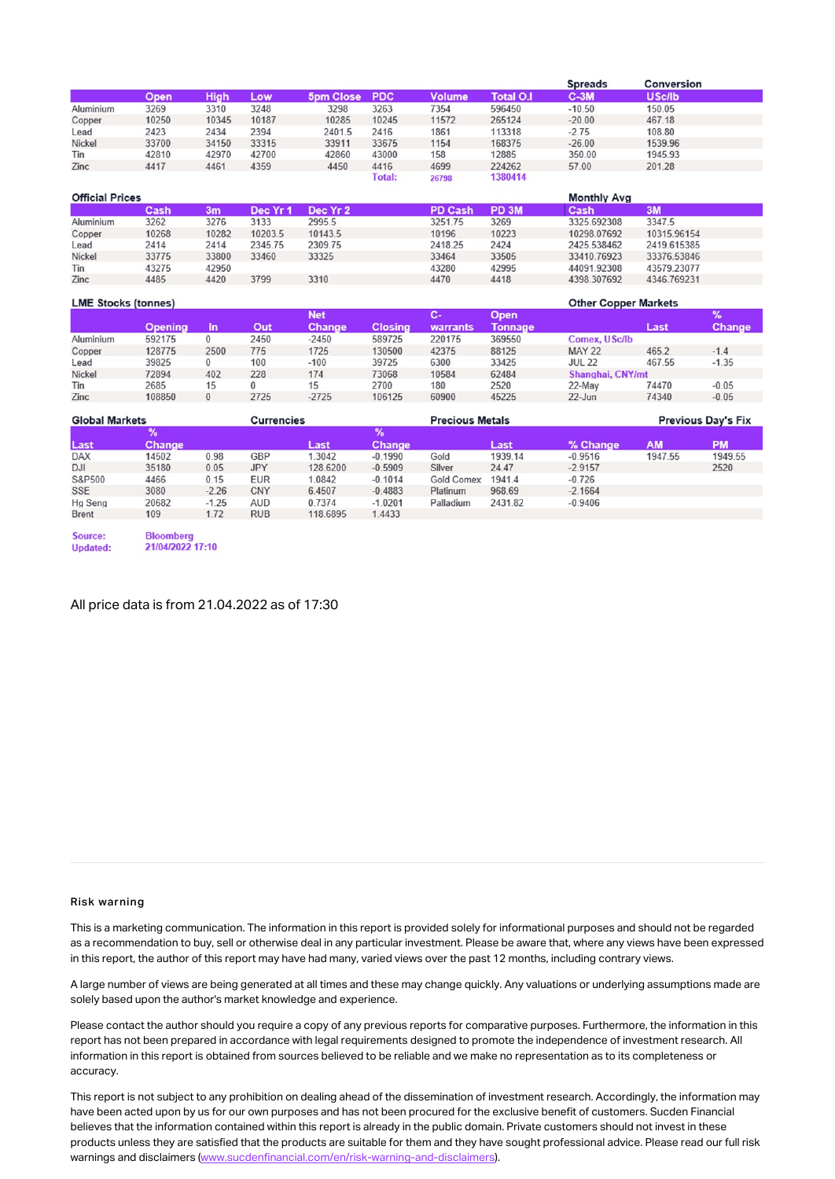| | Open | High | Low | 5pm Close | PDC | Volume | Total O.I | Spreads C-3M | Conversion USc/lb |
|---|---|---|---|---|---|---|---|---|---|
| Aluminium | 3269 | 3310 | 3248 | 3298 | 3263 | 7354 | 596450 | -10.50 | 150.05 |
| Copper | 10250 | 10345 | 10187 | 10285 | 10245 | 11572 | 265124 | -20.00 | 467.18 |
| Lead | 2423 | 2434 | 2394 | 2401.5 | 2416 | 1861 | 113318 | -2.75 | 108.80 |
| Nickel | 33700 | 34150 | 33315 | 33911 | 33675 | 1154 | 168375 | -26.00 | 1539.96 |
| Tin | 42810 | 42970 | 42700 | 42860 | 43000 | 158 | 12885 | 350.00 | 1945.93 |
| Zinc | 4417 | 4461 | 4359 | 4450 | 4416 | 4699 | 224262 | 57.00 | 201.28 |
| | | | | | Total: | 26798 | 1380414 | | |

**Official Prices**

| | Cash | 3m | Dec Yr 1 | Dec Yr 2 | PD Cash | PD 3M | Monthly Avg Cash | Monthly Avg 3M |
|---|---|---|---|---|---|---|---|---|
| Aluminium | 3262 | 3276 | 3133 | 2995.5 | 3251.75 | 3269 | 3325.692308 | 3347.5 |
| Copper | 10268 | 10282 | 10203.5 | 10143.5 | 10196 | 10223 | 10298.07692 | 10315.96154 |
| Lead | 2414 | 2414 | 2345.75 | 2309.75 | 2418.25 | 2424 | 2425.538462 | 2419.615385 |
| Nickel | 33775 | 33800 | 33460 | 33325 | 33464 | 33505 | 33410.76923 | 33376.53846 |
| Tin | 43275 | 42950 | | | 43280 | 42995 | 44091.92308 | 43579.23077 |
| Zinc | 4485 | 4420 | 3799 | 3310 | 4470 | 4418 | 4398.307692 | 4346.769231 |

**LME Stocks (tonnes)**

| | Opening | In | Out | Net Change | Closing | C-warrants | Open Tonnage |
|---|---|---|---|---|---|---|---|
| Aluminium | 592175 | 0 | 2450 | -2450 | 589725 | 220175 | 369550 |
| Copper | 128775 | 2500 | 775 | 1725 | 130500 | 42375 | 88125 |
| Lead | 39825 | 0 | 100 | -100 | 39725 | 6300 | 33425 |
| Nickel | 72894 | 402 | 228 | 174 | 73068 | 10584 | 62484 |
| Tin | 2685 | 15 | 0 | 15 | 2700 | 180 | 2520 |
| Zinc | 108850 | 0 | 2725 | -2725 | 106125 | 60900 | 45225 |

**Other Copper Markets**

| | Last | % Change |
|---|---|---|
| Comex, USc/lb | | |
| MAY 22 | 465.2 | -1.4 |
| JUL 22 | 467.55 | -1.35 |
| Shanghai, CNY/mt | | |
| 22-May | 74470 | -0.05 |
| 22-Jun | 74340 | -0.05 |

**Global Markets**

| | Last | % Change |
|---|---|---|
| DAX | 14502 | 0.98 |
| DJI | 35180 | 0.05 |
| S&P500 | 4466 | 0.15 |
| SSE | 3080 | -2.26 |
| Hg Seng | 20682 | -1.25 |
| Brent | 109 | 1.72 |

**Currencies**

| | Last | % Change |
|---|---|---|
| GBP | 1.3042 | -0.1990 |
| JPY | 128.6200 | -0.5909 |
| EUR | 1.0842 | -0.1014 |
| CNY | 6.4507 | -0.4883 |
| AUD | 0.7374 | -1.0201 |
| RUB | 118.6895 | 1.4433 |

**Precious Metals**

| | Last | % Change | Previous Day's Fix AM | Previous Day's Fix PM |
|---|---|---|---|---|
| Gold | 1939.14 | -0.9516 | 1947.55 | 1949.55 |
| Silver | 24.47 | -2.9157 | | 2520 |
| Gold Comex | 1941.4 | -0.726 | | |
| Platinum | 968.69 | -2.1664 | | |
| Palladium | 2431.82 | -0.9406 | | |

Source: Bloomberg
Updated: 21/04/2022 17:10

All price data is from 21.04.2022 as of 17:30

---

**Risk warning**

This is a marketing communication. The information in this report is provided solely for informational purposes and should not be regarded as a recommendation to buy, sell or otherwise deal in any particular investment. Please be aware that, where any views have been expressed in this report, the author of this report may have had many, varied views over the past 12 months, including contrary views.

A large number of views are being generated at all times and these may change quickly. Any valuations or underlying assumptions made are solely based upon the author's market knowledge and experience.

Please contact the author should you require a copy of any previous reports for comparative purposes. Furthermore, the information in this report has not been prepared in accordance with legal requirements designed to promote the independence of investment research. All information in this report is obtained from sources believed to be reliable and we make no representation as to its completeness or accuracy.

This report is not subject to any prohibition on dealing ahead of the dissemination of investment research. Accordingly, the information may have been acted upon by us for our own purposes and has not been procured for the exclusive benefit of customers. Sucden Financial believes that the information contained within this report is already in the public domain. Private customers should not invest in these products unless they are satisfied that the products are suitable for them and they have sought professional advice. Please read our full risk warnings and disclaimers (www.sucdenfinancial.com/en/risk-warning-and-disclaimers).